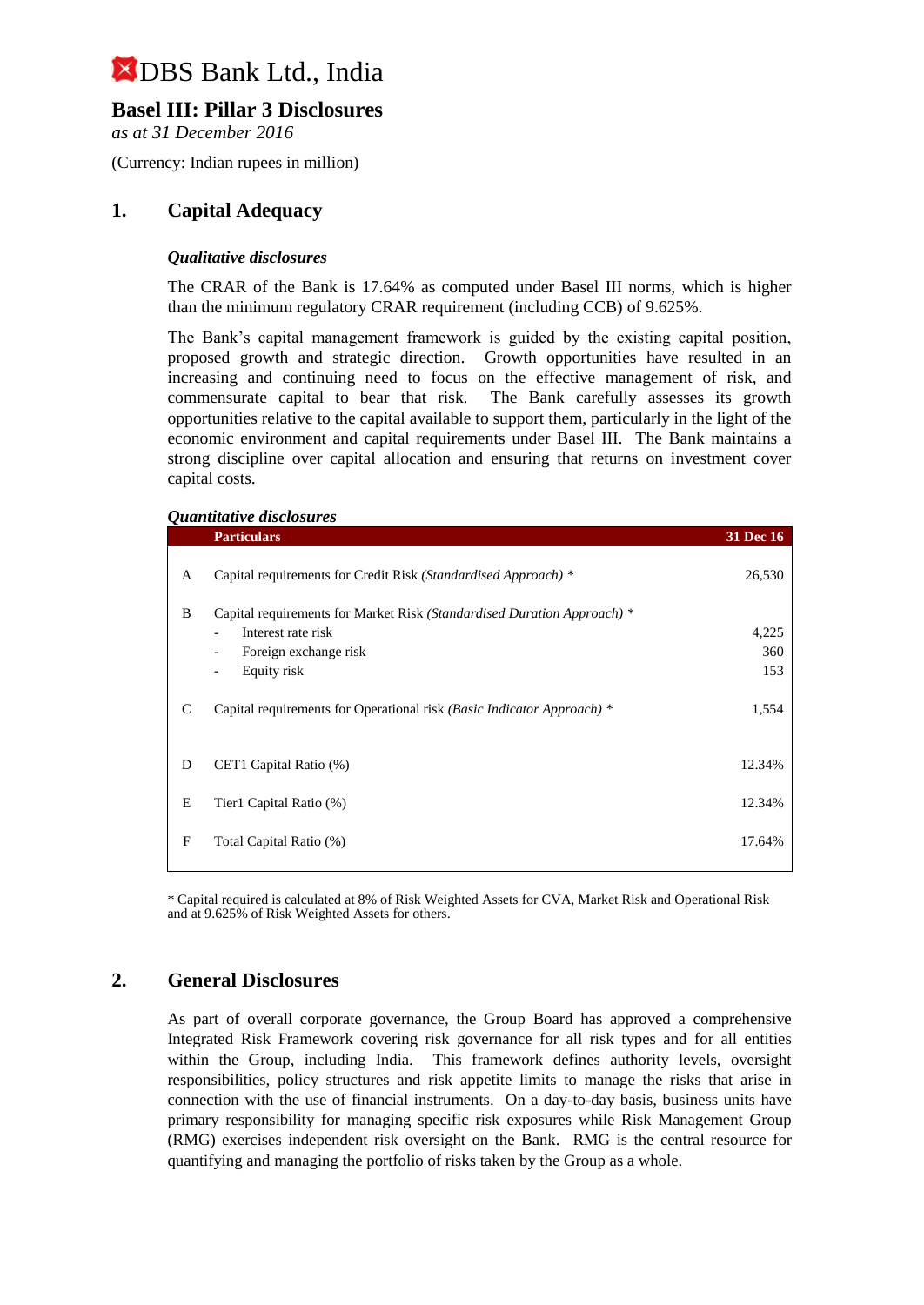# DBS Bank Ltd., India

## Basel III: Pillar 3 Disclosures

*as at 31 December 2016*

(Currency: Indian rupees in million)

## 1. Capital Adequacy

### *Qualitative disclosures*

The CRAR of the Bank is 17.64% as computed under Basel III norms, which is higher than the minimum regulatory CRAR requirement (including CCB) of 9.625%.

The Bank's capital management framework is guided by the existing capital position, proposed growth and strategic direction. Growth opportunities have resulted in an increasing and continuing need to focus on the effective management of risk, and commensurate capital to bear that risk. The Bank carefully assesses its growth opportunities relative to the capital available to support them, particularly in the light of the economic environment and capital requirements under Basel III. The Bank maintains a strong discipline over capital allocation and ensuring that returns on investment cover capital costs.

### *Quantitative disclosures*

| | Particulars | 31 Dec 16 |
|---|---|---|
| A | Capital requirements for Credit Risk *(Standardised Approach)* * | 26,530 |
| B | Capital requirements for Market Risk *(Standardised Duration Approach)* * | |
| | - Interest rate risk | 4,225 |
| | - Foreign exchange risk | 360 |
| | - Equity risk | 153 |
| C | Capital requirements for Operational risk *(Basic Indicator Approach)* * | 1,554 |
| D | CET1 Capital Ratio (%) | 12.34% |
| E | Tier1 Capital Ratio (%) | 12.34% |
| F | Total Capital Ratio (%) | 17.64% |

* Capital required is calculated at 8% of Risk Weighted Assets for CVA, Market Risk and Operational Risk and at 9.625% of Risk Weighted Assets for others.

## 2. General Disclosures

As part of overall corporate governance, the Group Board has approved a comprehensive Integrated Risk Framework covering risk governance for all risk types and for all entities within the Group, including India. This framework defines authority levels, oversight responsibilities, policy structures and risk appetite limits to manage the risks that arise in connection with the use of financial instruments. On a day-to-day basis, business units have primary responsibility for managing specific risk exposures while Risk Management Group (RMG) exercises independent risk oversight on the Bank. RMG is the central resource for quantifying and managing the portfolio of risks taken by the Group as a whole.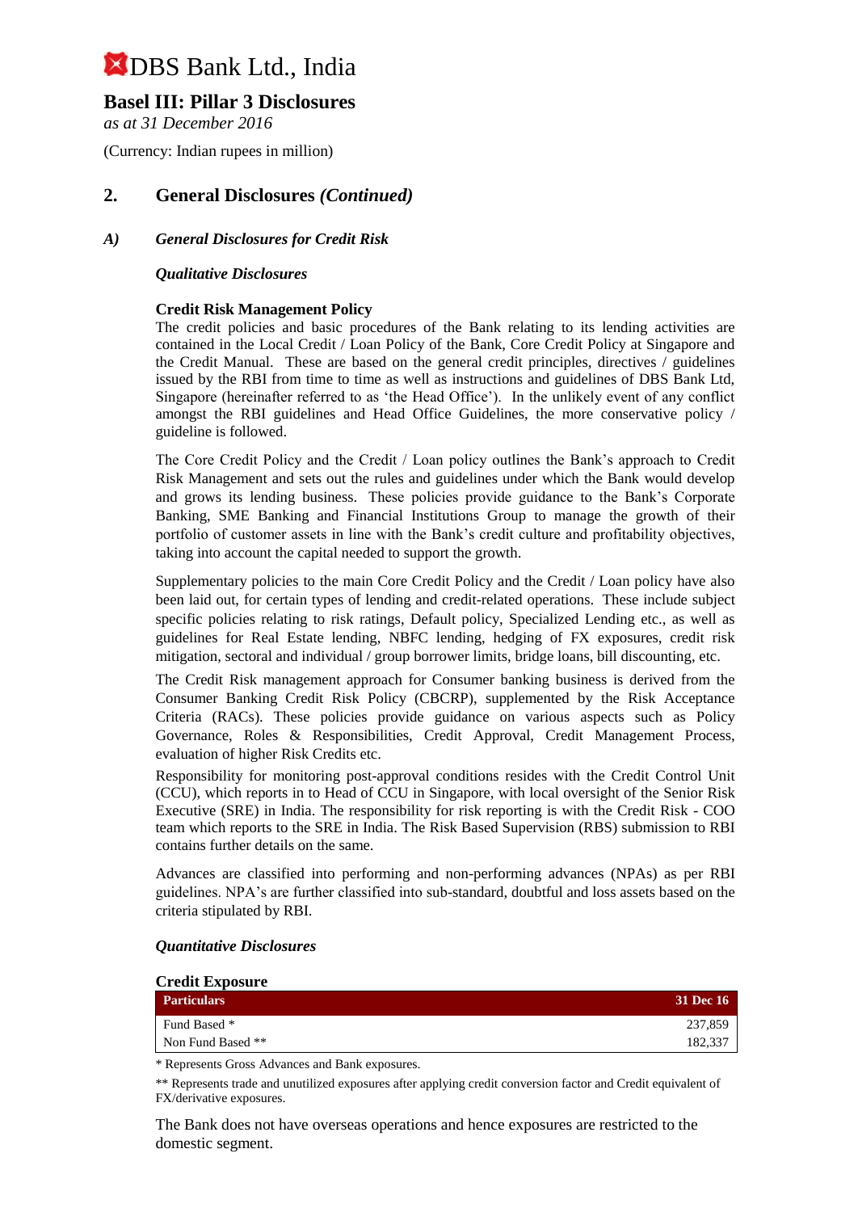## 2. General Disclosures *(Continued)*

### A) *General Disclosures for Credit Risk*

***Qualitative Disclosures***

**Credit Risk Management Policy**

The credit policies and basic procedures of the Bank relating to its lending activities are contained in the Local Credit / Loan Policy of the Bank, Core Credit Policy at Singapore and the Credit Manual. These are based on the general credit principles, directives / guidelines issued by the RBI from time to time as well as instructions and guidelines of DBS Bank Ltd, Singapore (hereinafter referred to as 'the Head Office'). In the unlikely event of any conflict amongst the RBI guidelines and Head Office Guidelines, the more conservative policy / guideline is followed.

The Core Credit Policy and the Credit / Loan policy outlines the Bank's approach to Credit Risk Management and sets out the rules and guidelines under which the Bank would develop and grows its lending business. These policies provide guidance to the Bank's Corporate Banking, SME Banking and Financial Institutions Group to manage the growth of their portfolio of customer assets in line with the Bank's credit culture and profitability objectives, taking into account the capital needed to support the growth.

Supplementary policies to the main Core Credit Policy and the Credit / Loan policy have also been laid out, for certain types of lending and credit-related operations. These include subject specific policies relating to risk ratings, Default policy, Specialized Lending etc., as well as guidelines for Real Estate lending, NBFC lending, hedging of FX exposures, credit risk mitigation, sectoral and individual / group borrower limits, bridge loans, bill discounting, etc.

The Credit Risk management approach for Consumer banking business is derived from the Consumer Banking Credit Risk Policy (CBCRP), supplemented by the Risk Acceptance Criteria (RACs). These policies provide guidance on various aspects such as Policy Governance, Roles & Responsibilities, Credit Approval, Credit Management Process, evaluation of higher Risk Credits etc.

Responsibility for monitoring post-approval conditions resides with the Credit Control Unit (CCU), which reports in to Head of CCU in Singapore, with local oversight of the Senior Risk Executive (SRE) in India. The responsibility for risk reporting is with the Credit Risk - COO team which reports to the SRE in India. The Risk Based Supervision (RBS) submission to RBI contains further details on the same.

Advances are classified into performing and non-performing advances (NPAs) as per RBI guidelines. NPA's are further classified into sub-standard, doubtful and loss assets based on the criteria stipulated by RBI.

***Quantitative Disclosures***

**Credit Exposure**

| Particulars | 31 Dec 16 |
|---|---|
| Fund Based * | 237,859 |
| Non Fund Based ** | 182,337 |

* Represents Gross Advances and Bank exposures.

** Represents trade and unutilized exposures after applying credit conversion factor and Credit equivalent of FX/derivative exposures.

The Bank does not have overseas operations and hence exposures are restricted to the domestic segment.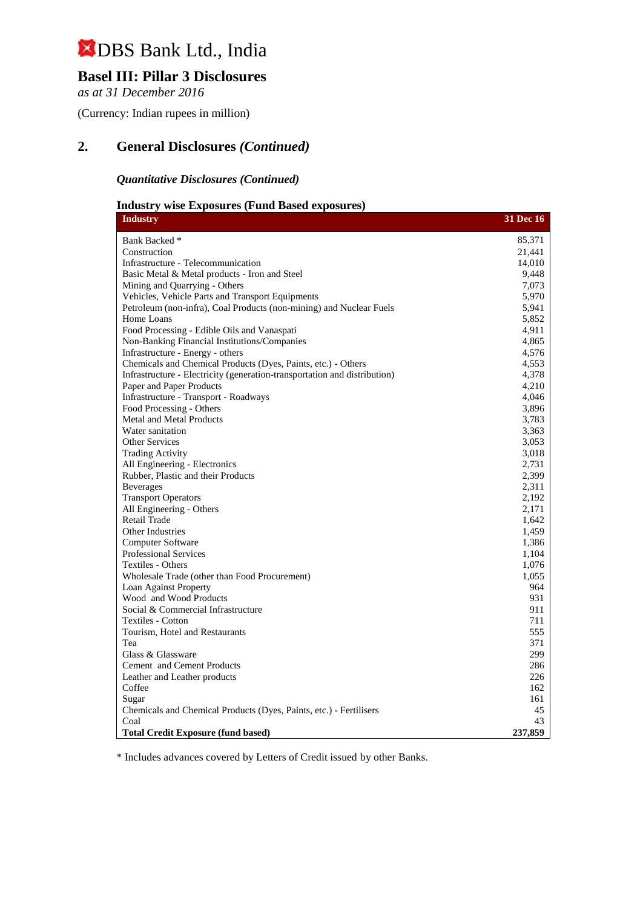# DBS Bank Ltd., India

## Basel III: Pillar 3 Disclosures

*as at 31 December 2016*

(Currency: Indian rupees in million)

## 2. General Disclosures *(Continued)*

### *Quantitative Disclosures (Continued)*

**Industry wise Exposures (Fund Based exposures)**

| Industry | 31 Dec 16 |
|---|---|
| Bank Backed * | 85,371 |
| Construction | 21,441 |
| Infrastructure - Telecommunication | 14,010 |
| Basic Metal & Metal products - Iron and Steel | 9,448 |
| Mining and Quarrying - Others | 7,073 |
| Vehicles, Vehicle Parts and Transport Equipments | 5,970 |
| Petroleum (non-infra), Coal Products (non-mining) and Nuclear Fuels | 5,941 |
| Home Loans | 5,852 |
| Food Processing - Edible Oils and Vanaspati | 4,911 |
| Non-Banking Financial Institutions/Companies | 4,865 |
| Infrastructure - Energy - others | 4,576 |
| Chemicals and Chemical Products (Dyes, Paints, etc.) - Others | 4,553 |
| Infrastructure - Electricity (generation-transportation and distribution) | 4,378 |
| Paper and Paper Products | 4,210 |
| Infrastructure - Transport - Roadways | 4,046 |
| Food Processing - Others | 3,896 |
| Metal and Metal Products | 3,783 |
| Water sanitation | 3,363 |
| Other Services | 3,053 |
| Trading Activity | 3,018 |
| All Engineering - Electronics | 2,731 |
| Rubber, Plastic and their Products | 2,399 |
| Beverages | 2,311 |
| Transport Operators | 2,192 |
| All Engineering - Others | 2,171 |
| Retail Trade | 1,642 |
| Other Industries | 1,459 |
| Computer Software | 1,386 |
| Professional Services | 1,104 |
| Textiles - Others | 1,076 |
| Wholesale Trade (other than Food Procurement) | 1,055 |
| Loan Against Property | 964 |
| Wood and Wood Products | 931 |
| Social & Commercial Infrastructure | 911 |
| Textiles - Cotton | 711 |
| Tourism, Hotel and Restaurants | 555 |
| Tea | 371 |
| Glass & Glassware | 299 |
| Cement and Cement Products | 286 |
| Leather and Leather products | 226 |
| Coffee | 162 |
| Sugar | 161 |
| Chemicals and Chemical Products (Dyes, Paints, etc.) - Fertilisers | 45 |
| Coal | 43 |
| **Total Credit Exposure (fund based)** | **237,859** |

* Includes advances covered by Letters of Credit issued by other Banks.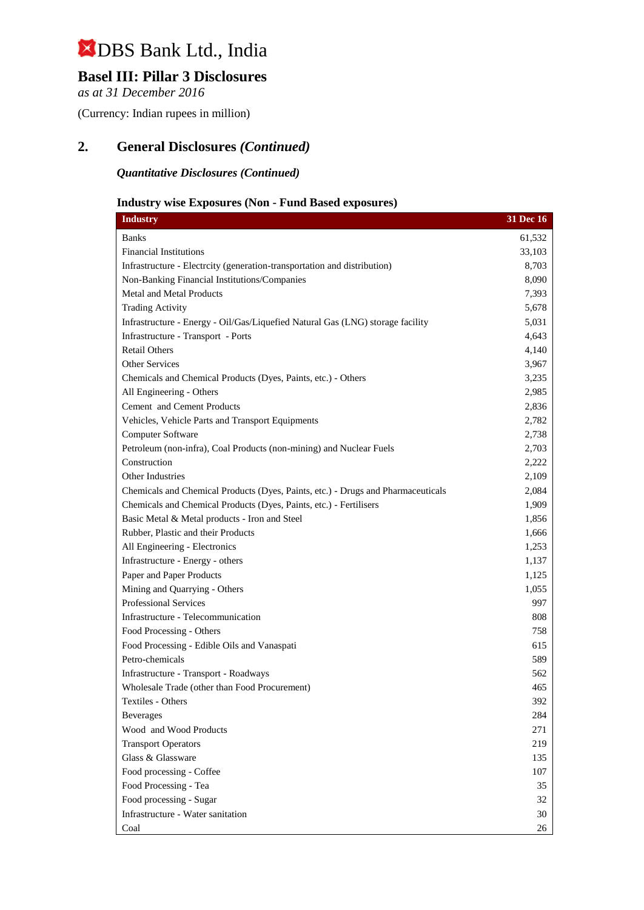# DBS Bank Ltd., India

## Basel III: Pillar 3 Disclosures

*as at 31 December 2016*

(Currency: Indian rupees in million)

## 2. General Disclosures *(Continued)*

### *Quantitative Disclosures (Continued)*

#### Industry wise Exposures (Non - Fund Based exposures)

| Industry | 31 Dec 16 |
|---|---|
| Banks | 61,532 |
| Financial Institutions | 33,103 |
| Infrastructure - Electrcity (generation-transportation and distribution) | 8,703 |
| Non-Banking Financial Institutions/Companies | 8,090 |
| Metal and Metal Products | 7,393 |
| Trading Activity | 5,678 |
| Infrastructure - Energy - Oil/Gas/Liquefied Natural Gas (LNG) storage facility | 5,031 |
| Infrastructure - Transport - Ports | 4,643 |
| Retail Others | 4,140 |
| Other Services | 3,967 |
| Chemicals and Chemical Products (Dyes, Paints, etc.) - Others | 3,235 |
| All Engineering - Others | 2,985 |
| Cement and Cement Products | 2,836 |
| Vehicles, Vehicle Parts and Transport Equipments | 2,782 |
| Computer Software | 2,738 |
| Petroleum (non-infra), Coal Products (non-mining) and Nuclear Fuels | 2,703 |
| Construction | 2,222 |
| Other Industries | 2,109 |
| Chemicals and Chemical Products (Dyes, Paints, etc.) - Drugs and Pharmaceuticals | 2,084 |
| Chemicals and Chemical Products (Dyes, Paints, etc.) - Fertilisers | 1,909 |
| Basic Metal & Metal products - Iron and Steel | 1,856 |
| Rubber, Plastic and their Products | 1,666 |
| All Engineering - Electronics | 1,253 |
| Infrastructure - Energy - others | 1,137 |
| Paper and Paper Products | 1,125 |
| Mining and Quarrying - Others | 1,055 |
| Professional Services | 997 |
| Infrastructure - Telecommunication | 808 |
| Food Processing - Others | 758 |
| Food Processing - Edible Oils and Vanaspati | 615 |
| Petro-chemicals | 589 |
| Infrastructure - Transport - Roadways | 562 |
| Wholesale Trade (other than Food Procurement) | 465 |
| Textiles - Others | 392 |
| Beverages | 284 |
| Wood and Wood Products | 271 |
| Transport Operators | 219 |
| Glass & Glassware | 135 |
| Food processing - Coffee | 107 |
| Food Processing - Tea | 35 |
| Food processing - Sugar | 32 |
| Infrastructure - Water sanitation | 30 |
| Coal | 26 |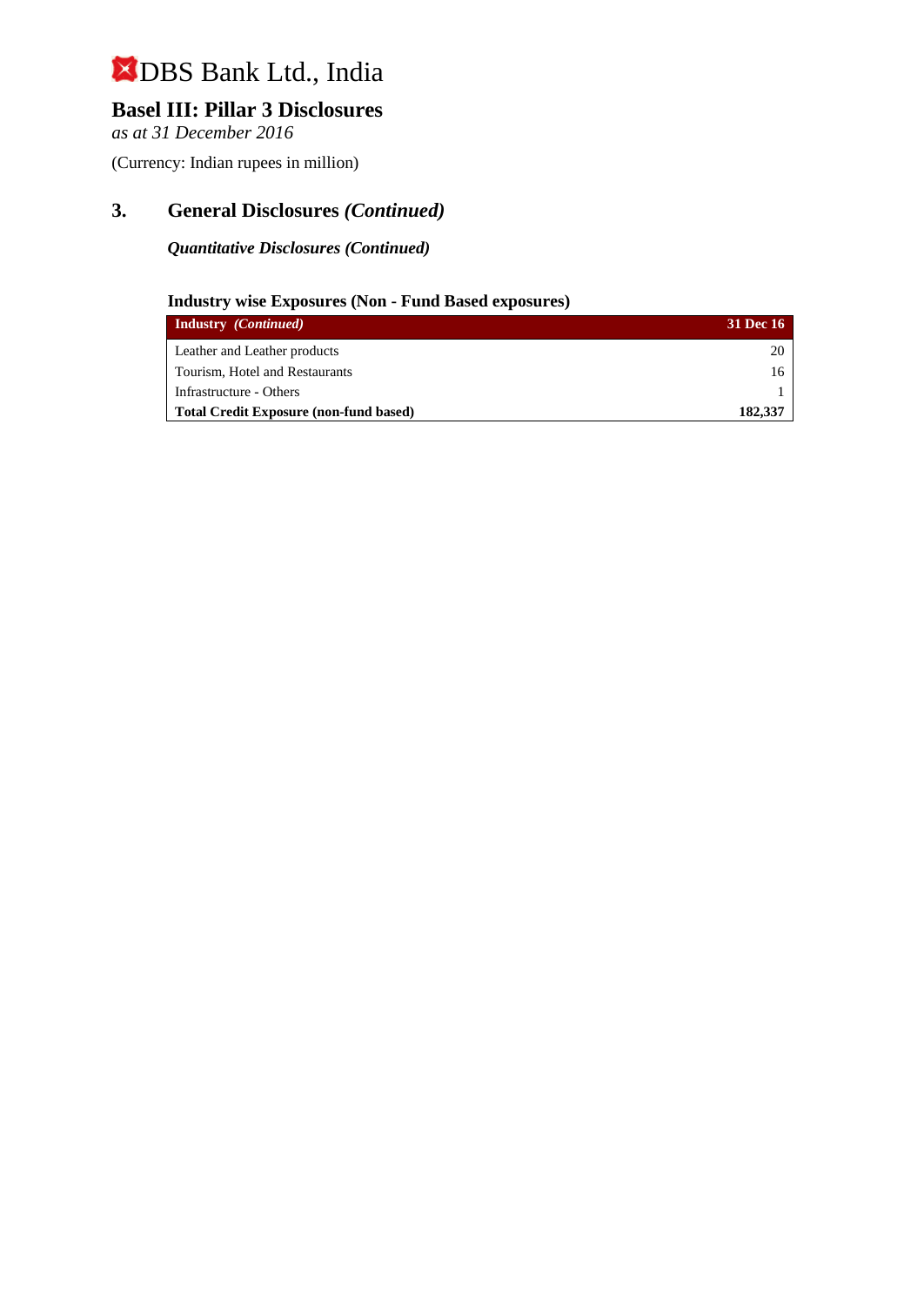# DBS Bank Ltd., India

## Basel III: Pillar 3 Disclosures

*as at 31 December 2016*

(Currency: Indian rupees in million)

## 3. General Disclosures *(Continued)*

***Quantitative Disclosures (Continued)***

### Industry wise Exposures (Non - Fund Based exposures)

| **Industry** *(Continued)* | **31 Dec 16** |
|---|---|
| Leather and Leather products | 20 |
| Tourism, Hotel and Restaurants | 16 |
| Infrastructure - Others | 1 |
| **Total Credit Exposure (non-fund based)** | **182,337** |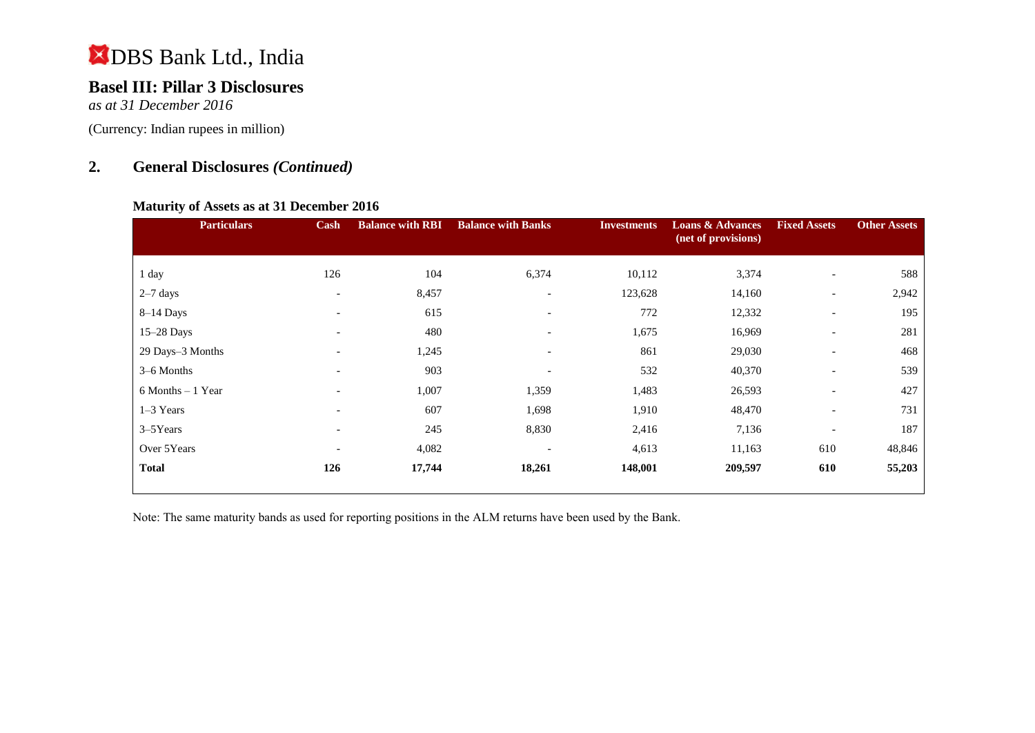# DBS Bank Ltd., India

## Basel III: Pillar 3 Disclosures

*as at 31 December 2016*

(Currency: Indian rupees in million)

## 2. General Disclosures *(Continued)*

### Maturity of Assets as at 31 December 2016

| Particulars | Cash | Balance with RBI | Balance with Banks | Investments | Loans & Advances (net of provisions) | Fixed Assets | Other Assets |
|---|---|---|---|---|---|---|---|
| 1 day | 126 | 104 | 6,374 | 10,112 | 3,374 | - | 588 |
| 2–7 days | - | 8,457 | - | 123,628 | 14,160 | - | 2,942 |
| 8–14 Days | - | 615 | - | 772 | 12,332 | - | 195 |
| 15–28 Days | - | 480 | - | 1,675 | 16,969 | - | 281 |
| 29 Days–3 Months | - | 1,245 | - | 861 | 29,030 | - | 468 |
| 3–6 Months | - | 903 | - | 532 | 40,370 | - | 539 |
| 6 Months – 1 Year | - | 1,007 | 1,359 | 1,483 | 26,593 | - | 427 |
| 1–3 Years | - | 607 | 1,698 | 1,910 | 48,470 | - | 731 |
| 3–5Years | - | 245 | 8,830 | 2,416 | 7,136 | - | 187 |
| Over 5Years | - | 4,082 | - | 4,613 | 11,163 | 610 | 48,846 |
| **Total** | **126** | **17,744** | **18,261** | **148,001** | **209,597** | **610** | **55,203** |

Note: The same maturity bands as used for reporting positions in the ALM returns have been used by the Bank.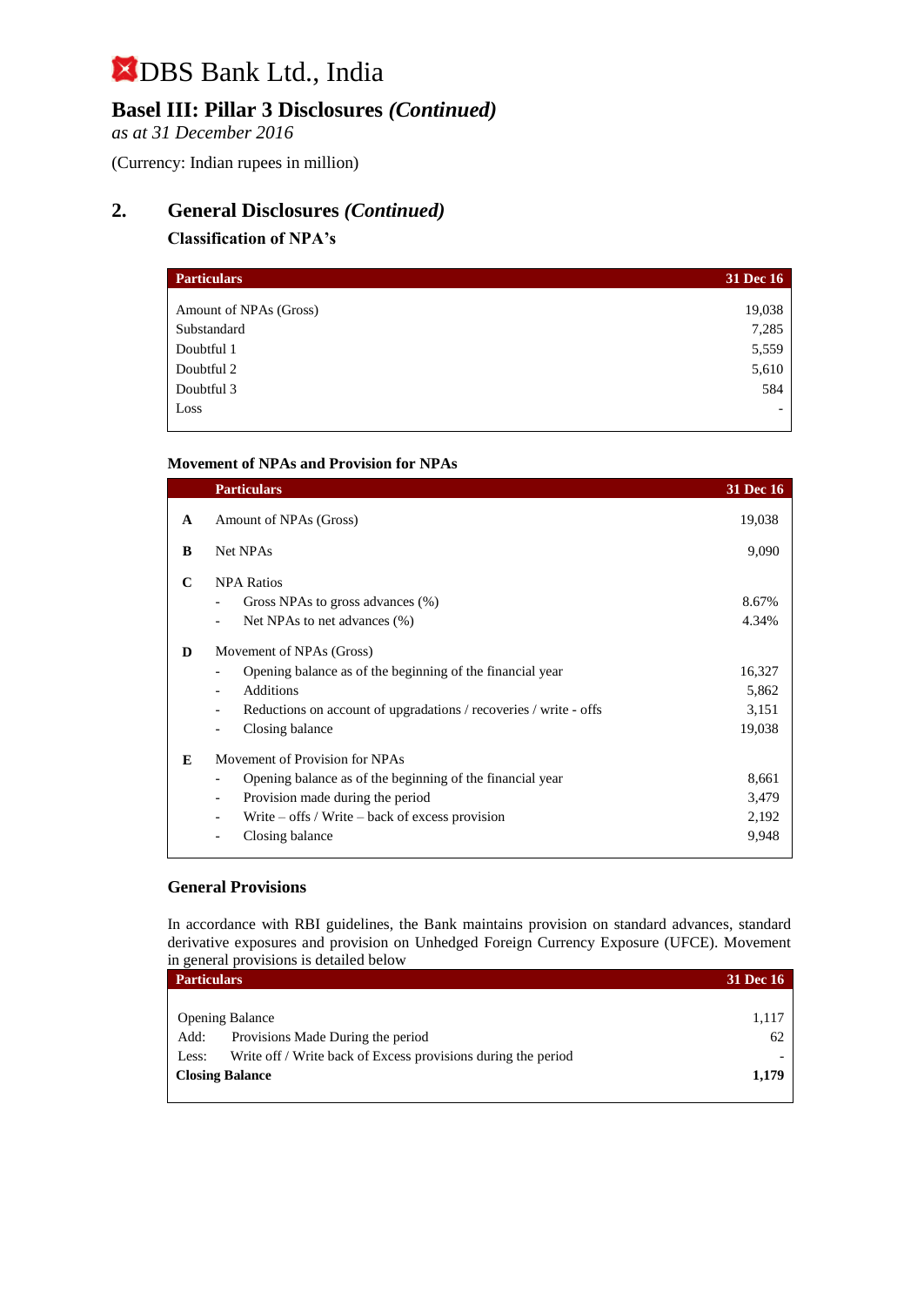# DBS Bank Ltd., India

## Basel III: Pillar 3 Disclosures *(Continued)*

*as at 31 December 2016*

(Currency: Indian rupees in million)

## 2. General Disclosures *(Continued)*

### Classification of NPA's

| Particulars | 31 Dec 16 |
|---|---|
| Amount of NPAs (Gross) | 19,038 |
| Substandard | 7,285 |
| Doubtful 1 | 5,559 |
| Doubtful 2 | 5,610 |
| Doubtful 3 | 584 |
| Loss | - |

### Movement of NPAs and Provision for NPAs

| | Particulars | 31 Dec 16 |
|---|---|---|
| **A** | Amount of NPAs (Gross) | 19,038 |
| **B** | Net NPAs | 9,090 |
| **C** | NPA Ratios | |
| | - Gross NPAs to gross advances (%) | 8.67% |
| | - Net NPAs to net advances (%) | 4.34% |
| **D** | Movement of NPAs (Gross) | |
| | - Opening balance as of the beginning of the financial year | 16,327 |
| | - Additions | 5,862 |
| | - Reductions on account of upgradations / recoveries / write - offs | 3,151 |
| | - Closing balance | 19,038 |
| **E** | Movement of Provision for NPAs | |
| | - Opening balance as of the beginning of the financial year | 8,661 |
| | - Provision made during the period | 3,479 |
| | - Write – offs / Write – back of excess provision | 2,192 |
| | - Closing balance | 9,948 |

### General Provisions

In accordance with RBI guidelines, the Bank maintains provision on standard advances, standard derivative exposures and provision on Unhedged Foreign Currency Exposure (UFCE). Movement in general provisions is detailed below

| Particulars | 31 Dec 16 |
|---|---|
| Opening Balance | 1,117 |
| Add: Provisions Made During the period | 62 |
| Less: Write off / Write back of Excess provisions during the period | - |
| **Closing Balance** | **1,179** |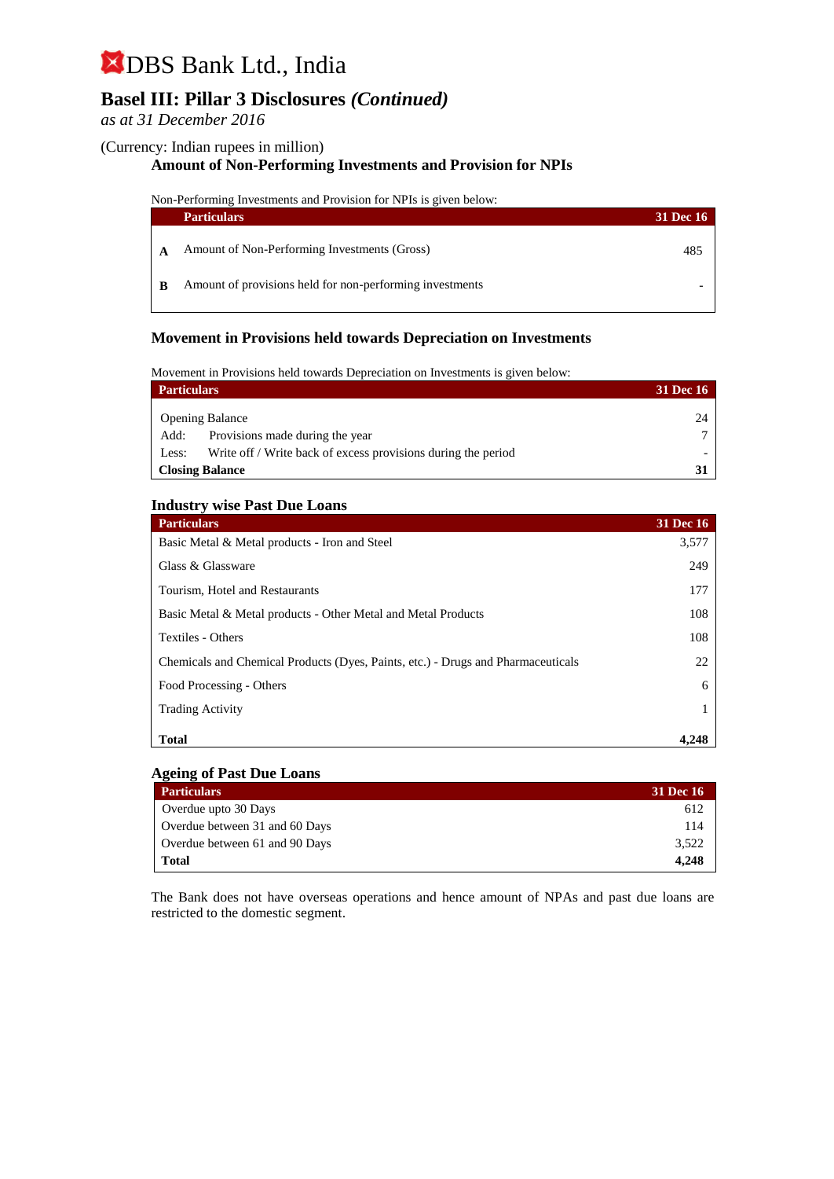# DBS Bank Ltd., India

## Basel III: Pillar 3 Disclosures *(Continued)*

*as at 31 December 2016*

(Currency: Indian rupees in million)

### Amount of Non-Performing Investments and Provision for NPIs

Non-Performing Investments and Provision for NPIs is given below:

| | Particulars | 31 Dec 16 |
|---|---|---|
| **A** | Amount of Non-Performing Investments (Gross) | 485 |
| **B** | Amount of provisions held for non-performing investments | - |

### Movement in Provisions held towards Depreciation on Investments

Movement in Provisions held towards Depreciation on Investments is given below:

| Particulars | 31 Dec 16 |
|---|---|
| Opening Balance | 24 |
| Add: Provisions made during the year | 7 |
| Less: Write off / Write back of excess provisions during the period | - |
| **Closing Balance** | **31** |

### Industry wise Past Due Loans

| Particulars | 31 Dec 16 |
|---|---|
| Basic Metal & Metal products - Iron and Steel | 3,577 |
| Glass & Glassware | 249 |
| Tourism, Hotel and Restaurants | 177 |
| Basic Metal & Metal products - Other Metal and Metal Products | 108 |
| Textiles - Others | 108 |
| Chemicals and Chemical Products (Dyes, Paints, etc.) - Drugs and Pharmaceuticals | 22 |
| Food Processing - Others | 6 |
| Trading Activity | 1 |
| **Total** | **4,248** |

### Ageing of Past Due Loans

| Particulars | 31 Dec 16 |
|---|---|
| Overdue upto 30 Days | 612 |
| Overdue between 31 and 60 Days | 114 |
| Overdue between 61 and 90 Days | 3,522 |
| **Total** | **4,248** |

The Bank does not have overseas operations and hence amount of NPAs and past due loans are restricted to the domestic segment.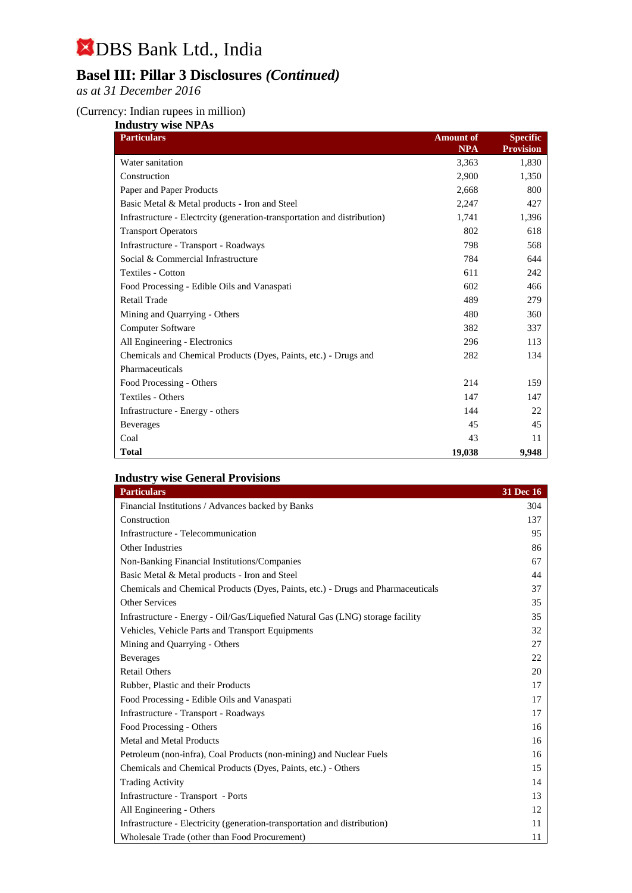# DBS Bank Ltd., India

## Basel III: Pillar 3 Disclosures *(Continued)*

*as at 31 December 2016*

(Currency: Indian rupees in million)

### Industry wise NPAs

| Particulars | Amount of NPA | Specific Provision |
|---|---|---|
| Water sanitation | 3,363 | 1,830 |
| Construction | 2,900 | 1,350 |
| Paper and Paper Products | 2,668 | 800 |
| Basic Metal & Metal products - Iron and Steel | 2,247 | 427 |
| Infrastructure - Electrcity (generation-transportation and distribution) | 1,741 | 1,396 |
| Transport Operators | 802 | 618 |
| Infrastructure - Transport - Roadways | 798 | 568 |
| Social & Commercial Infrastructure | 784 | 644 |
| Textiles - Cotton | 611 | 242 |
| Food Processing - Edible Oils and Vanaspati | 602 | 466 |
| Retail Trade | 489 | 279 |
| Mining and Quarrying - Others | 480 | 360 |
| Computer Software | 382 | 337 |
| All Engineering - Electronics | 296 | 113 |
| Chemicals and Chemical Products (Dyes, Paints, etc.) - Drugs and Pharmaceuticals | 282 | 134 |
| Food Processing - Others | 214 | 159 |
| Textiles - Others | 147 | 147 |
| Infrastructure - Energy - others | 144 | 22 |
| Beverages | 45 | 45 |
| Coal | 43 | 11 |
| **Total** | **19,038** | **9,948** |

### Industry wise General Provisions

| Particulars | 31 Dec 16 |
|---|---|
| Financial Institutions / Advances backed by Banks | 304 |
| Construction | 137 |
| Infrastructure - Telecommunication | 95 |
| Other Industries | 86 |
| Non-Banking Financial Institutions/Companies | 67 |
| Basic Metal & Metal products - Iron and Steel | 44 |
| Chemicals and Chemical Products (Dyes, Paints, etc.) - Drugs and Pharmaceuticals | 37 |
| Other Services | 35 |
| Infrastructure - Energy - Oil/Gas/Liquefied Natural Gas (LNG) storage facility | 35 |
| Vehicles, Vehicle Parts and Transport Equipments | 32 |
| Mining and Quarrying - Others | 27 |
| Beverages | 22 |
| Retail Others | 20 |
| Rubber, Plastic and their Products | 17 |
| Food Processing - Edible Oils and Vanaspati | 17 |
| Infrastructure - Transport - Roadways | 17 |
| Food Processing - Others | 16 |
| Metal and Metal Products | 16 |
| Petroleum (non-infra), Coal Products (non-mining) and Nuclear Fuels | 16 |
| Chemicals and Chemical Products (Dyes, Paints, etc.) - Others | 15 |
| Trading Activity | 14 |
| Infrastructure - Transport - Ports | 13 |
| All Engineering - Others | 12 |
| Infrastructure - Electricity (generation-transportation and distribution) | 11 |
| Wholesale Trade (other than Food Procurement) | 11 |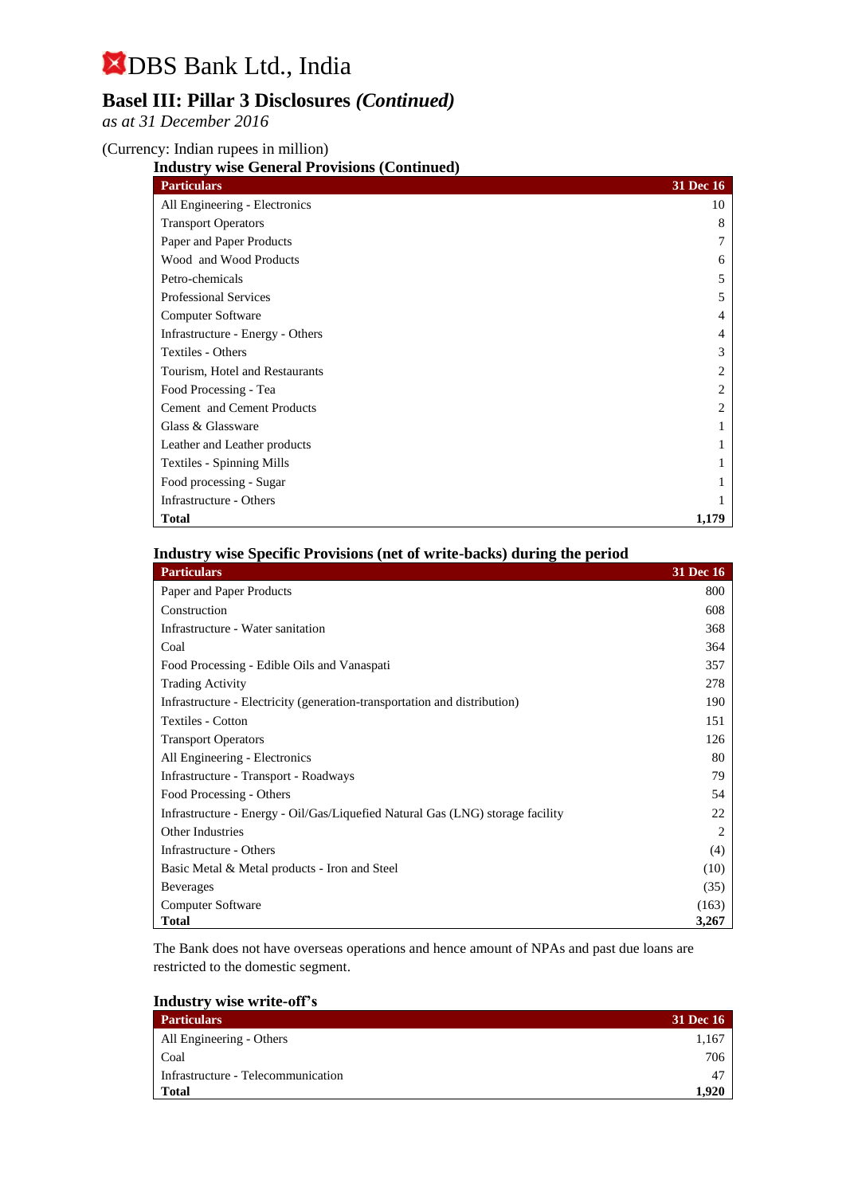# DBS Bank Ltd., India

## Basel III: Pillar 3 Disclosures *(Continued)*

*as at 31 December 2016*

(Currency: Indian rupees in million)

### Industry wise General Provisions (Continued)

| Particulars | 31 Dec 16 |
|---|---|
| All Engineering - Electronics | 10 |
| Transport Operators | 8 |
| Paper and Paper Products | 7 |
| Wood and Wood Products | 6 |
| Petro-chemicals | 5 |
| Professional Services | 5 |
| Computer Software | 4 |
| Infrastructure - Energy - Others | 4 |
| Textiles - Others | 3 |
| Tourism, Hotel and Restaurants | 2 |
| Food Processing - Tea | 2 |
| Cement and Cement Products | 2 |
| Glass & Glassware | 1 |
| Leather and Leather products | 1 |
| Textiles - Spinning Mills | 1 |
| Food processing - Sugar | 1 |
| Infrastructure - Others | 1 |
| **Total** | **1,179** |

### Industry wise Specific Provisions (net of write-backs) during the period

| Particulars | 31 Dec 16 |
|---|---|
| Paper and Paper Products | 800 |
| Construction | 608 |
| Infrastructure - Water sanitation | 368 |
| Coal | 364 |
| Food Processing - Edible Oils and Vanaspati | 357 |
| Trading Activity | 278 |
| Infrastructure - Electricity (generation-transportation and distribution) | 190 |
| Textiles - Cotton | 151 |
| Transport Operators | 126 |
| All Engineering - Electronics | 80 |
| Infrastructure - Transport - Roadways | 79 |
| Food Processing - Others | 54 |
| Infrastructure - Energy - Oil/Gas/Liquefied Natural Gas (LNG) storage facility | 22 |
| Other Industries | 2 |
| Infrastructure - Others | (4) |
| Basic Metal & Metal products - Iron and Steel | (10) |
| Beverages | (35) |
| Computer Software | (163) |
| **Total** | **3,267** |

The Bank does not have overseas operations and hence amount of NPAs and past due loans are restricted to the domestic segment.

### Industry wise write-off's

| Particulars | 31 Dec 16 |
|---|---|
| All Engineering - Others | 1,167 |
| Coal | 706 |
| Infrastructure - Telecommunication | 47 |
| **Total** | **1,920** |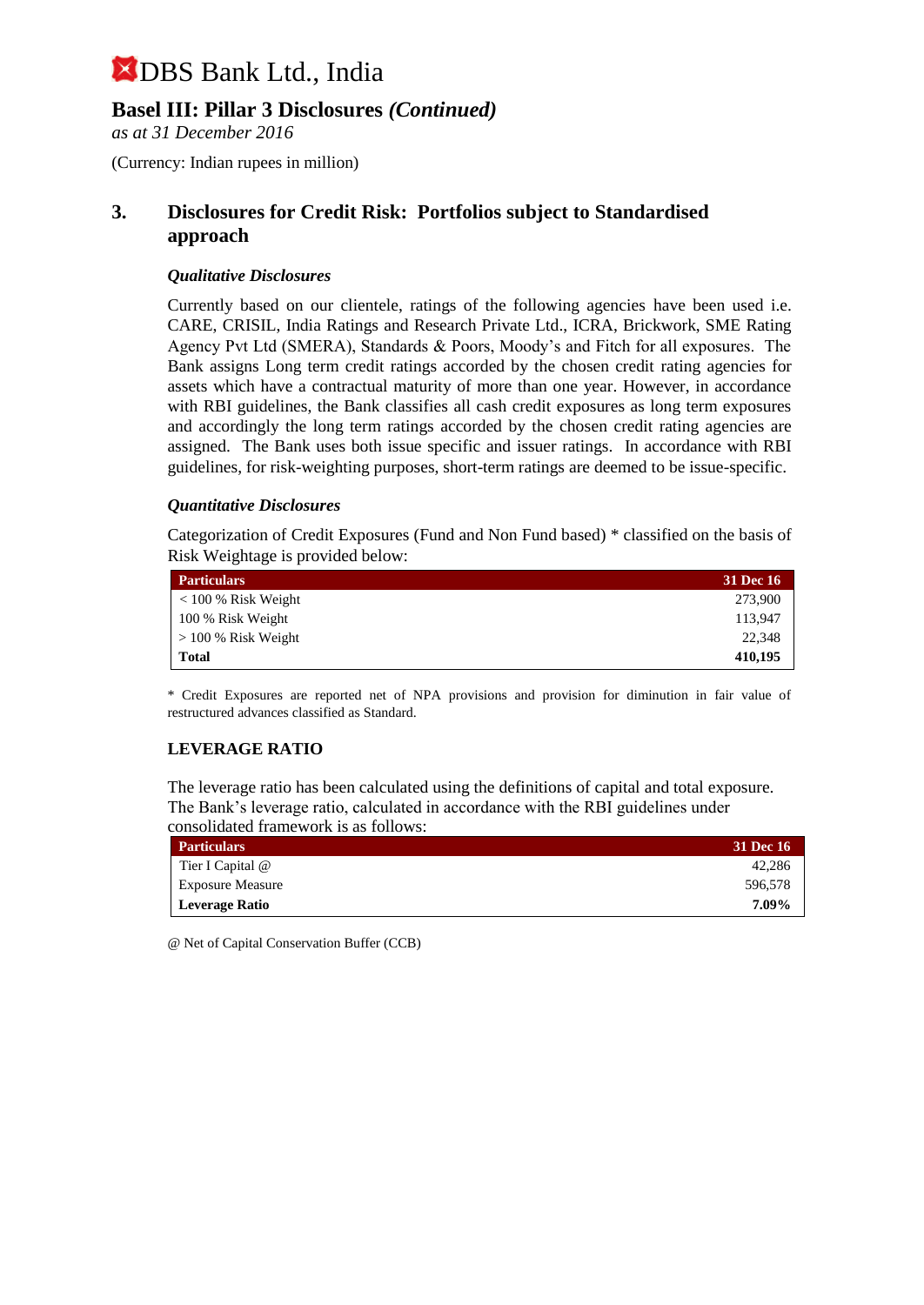# DBS Bank Ltd., India

## Basel III: Pillar 3 Disclosures *(Continued)*

*as at 31 December 2016*

(Currency: Indian rupees in million)

## 3. Disclosures for Credit Risk: Portfolios subject to Standardised approach

### *Qualitative Disclosures*

Currently based on our clientele, ratings of the following agencies have been used i.e. CARE, CRISIL, India Ratings and Research Private Ltd., ICRA, Brickwork, SME Rating Agency Pvt Ltd (SMERA), Standards & Poors, Moody's and Fitch for all exposures. The Bank assigns Long term credit ratings accorded by the chosen credit rating agencies for assets which have a contractual maturity of more than one year. However, in accordance with RBI guidelines, the Bank classifies all cash credit exposures as long term exposures and accordingly the long term ratings accorded by the chosen credit rating agencies are assigned. The Bank uses both issue specific and issuer ratings. In accordance with RBI guidelines, for risk-weighting purposes, short-term ratings are deemed to be issue-specific.

### *Quantitative Disclosures*

Categorization of Credit Exposures (Fund and Non Fund based) * classified on the basis of Risk Weightage is provided below:

| Particulars | 31 Dec 16 |
|---|---|
| < 100 % Risk Weight | 273,900 |
| 100 % Risk Weight | 113,947 |
| > 100 % Risk Weight | 22,348 |
| **Total** | **410,195** |

* Credit Exposures are reported net of NPA provisions and provision for diminution in fair value of restructured advances classified as Standard.

### LEVERAGE RATIO

The leverage ratio has been calculated using the definitions of capital and total exposure. The Bank's leverage ratio, calculated in accordance with the RBI guidelines under consolidated framework is as follows:

| Particulars | 31 Dec 16 |
|---|---|
| Tier I Capital @ | 42,286 |
| Exposure Measure | 596,578 |
| **Leverage Ratio** | **7.09%** |

@ Net of Capital Conservation Buffer (CCB)